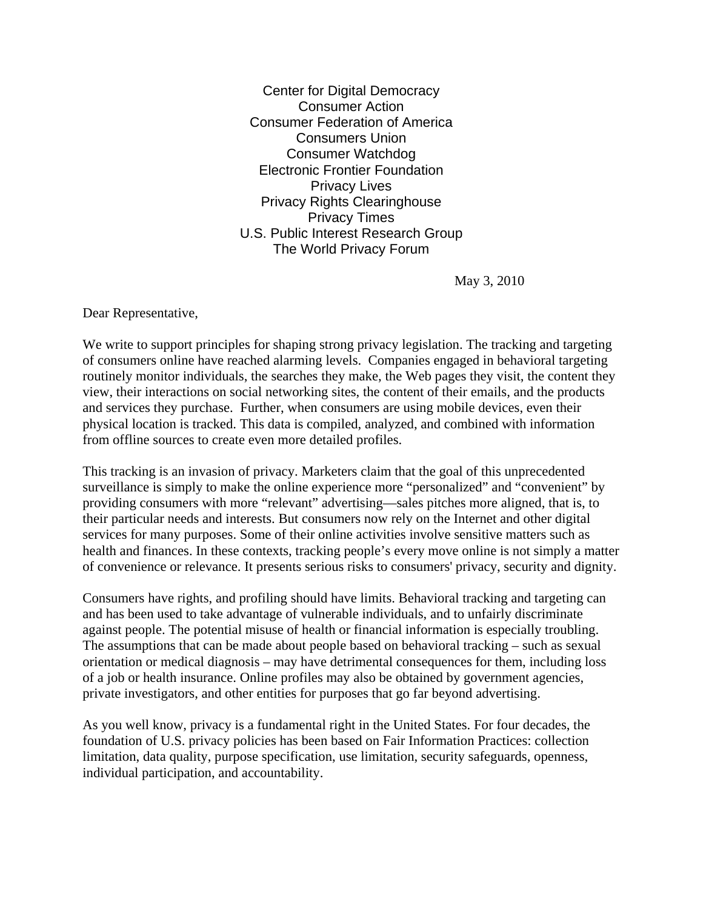Center for Digital Democracy
Consumer Action
Consumer Federation of America
Consumers Union
Consumer Watchdog
Electronic Frontier Foundation
Privacy Lives
Privacy Rights Clearinghouse
Privacy Times
U.S. Public Interest Research Group
The World Privacy Forum

May 3, 2010

Dear Representative,

We write to support principles for shaping strong privacy legislation. The tracking and targeting of consumers online have reached alarming levels. Companies engaged in behavioral targeting routinely monitor individuals, the searches they make, the Web pages they visit, the content they view, their interactions on social networking sites, the content of their emails, and the products and services they purchase. Further, when consumers are using mobile devices, even their physical location is tracked. This data is compiled, analyzed, and combined with information from offline sources to create even more detailed profiles.

This tracking is an invasion of privacy. Marketers claim that the goal of this unprecedented surveillance is simply to make the online experience more "personalized" and "convenient" by providing consumers with more "relevant" advertising—sales pitches more aligned, that is, to their particular needs and interests. But consumers now rely on the Internet and other digital services for many purposes. Some of their online activities involve sensitive matters such as health and finances. In these contexts, tracking people's every move online is not simply a matter of convenience or relevance. It presents serious risks to consumers' privacy, security and dignity.

Consumers have rights, and profiling should have limits. Behavioral tracking and targeting can and has been used to take advantage of vulnerable individuals, and to unfairly discriminate against people. The potential misuse of health or financial information is especially troubling. The assumptions that can be made about people based on behavioral tracking – such as sexual orientation or medical diagnosis – may have detrimental consequences for them, including loss of a job or health insurance. Online profiles may also be obtained by government agencies, private investigators, and other entities for purposes that go far beyond advertising.

As you well know, privacy is a fundamental right in the United States. For four decades, the foundation of U.S. privacy policies has been based on Fair Information Practices: collection limitation, data quality, purpose specification, use limitation, security safeguards, openness, individual participation, and accountability.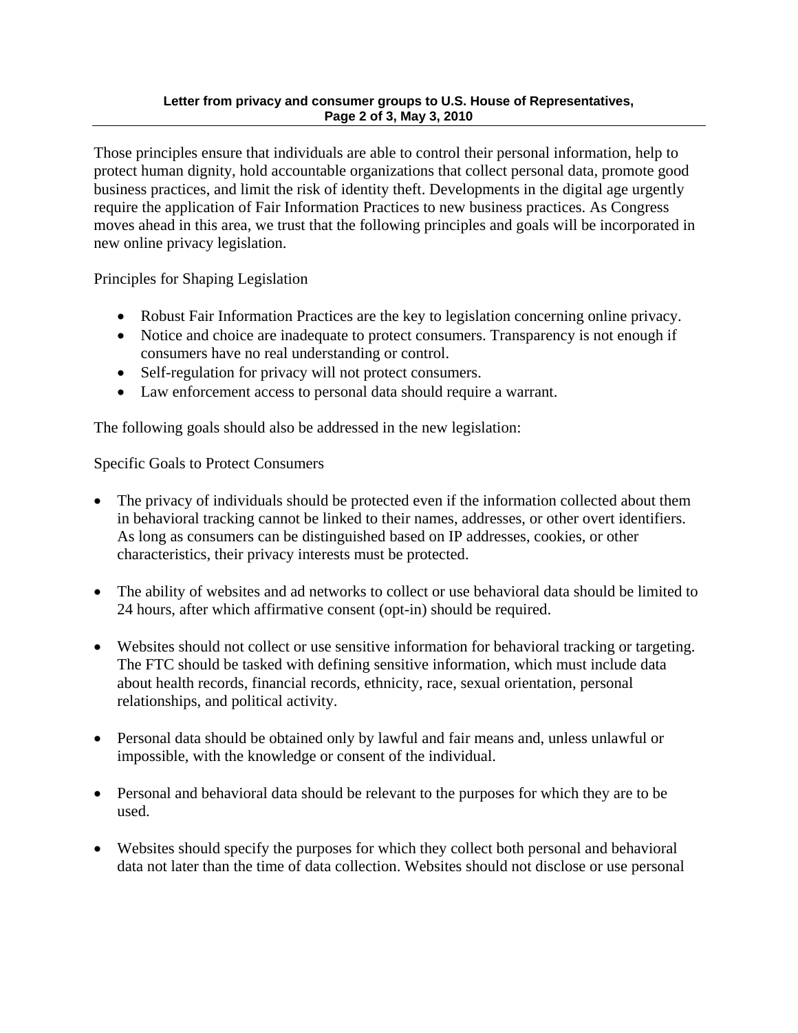Those principles ensure that individuals are able to control their personal information, help to protect human dignity, hold accountable organizations that collect personal data, promote good business practices, and limit the risk of identity theft. Developments in the digital age urgently require the application of Fair Information Practices to new business practices. As Congress moves ahead in this area, we trust that the following principles and goals will be incorporated in new online privacy legislation.

Principles for Shaping Legislation

- Robust Fair Information Practices are the key to legislation concerning online privacy.
- Notice and choice are inadequate to protect consumers. Transparency is not enough if consumers have no real understanding or control.
- Self-regulation for privacy will not protect consumers.
- Law enforcement access to personal data should require a warrant.

The following goals should also be addressed in the new legislation:

Specific Goals to Protect Consumers

- The privacy of individuals should be protected even if the information collected about them in behavioral tracking cannot be linked to their names, addresses, or other overt identifiers. As long as consumers can be distinguished based on IP addresses, cookies, or other characteristics, their privacy interests must be protected.

- The ability of websites and ad networks to collect or use behavioral data should be limited to 24 hours, after which affirmative consent (opt-in) should be required.

- Websites should not collect or use sensitive information for behavioral tracking or targeting. The FTC should be tasked with defining sensitive information, which must include data about health records, financial records, ethnicity, race, sexual orientation, personal relationships, and political activity.

- Personal data should be obtained only by lawful and fair means and, unless unlawful or impossible, with the knowledge or consent of the individual.

- Personal and behavioral data should be relevant to the purposes for which they are to be used.

- Websites should specify the purposes for which they collect both personal and behavioral data not later than the time of data collection. Websites should not disclose or use personal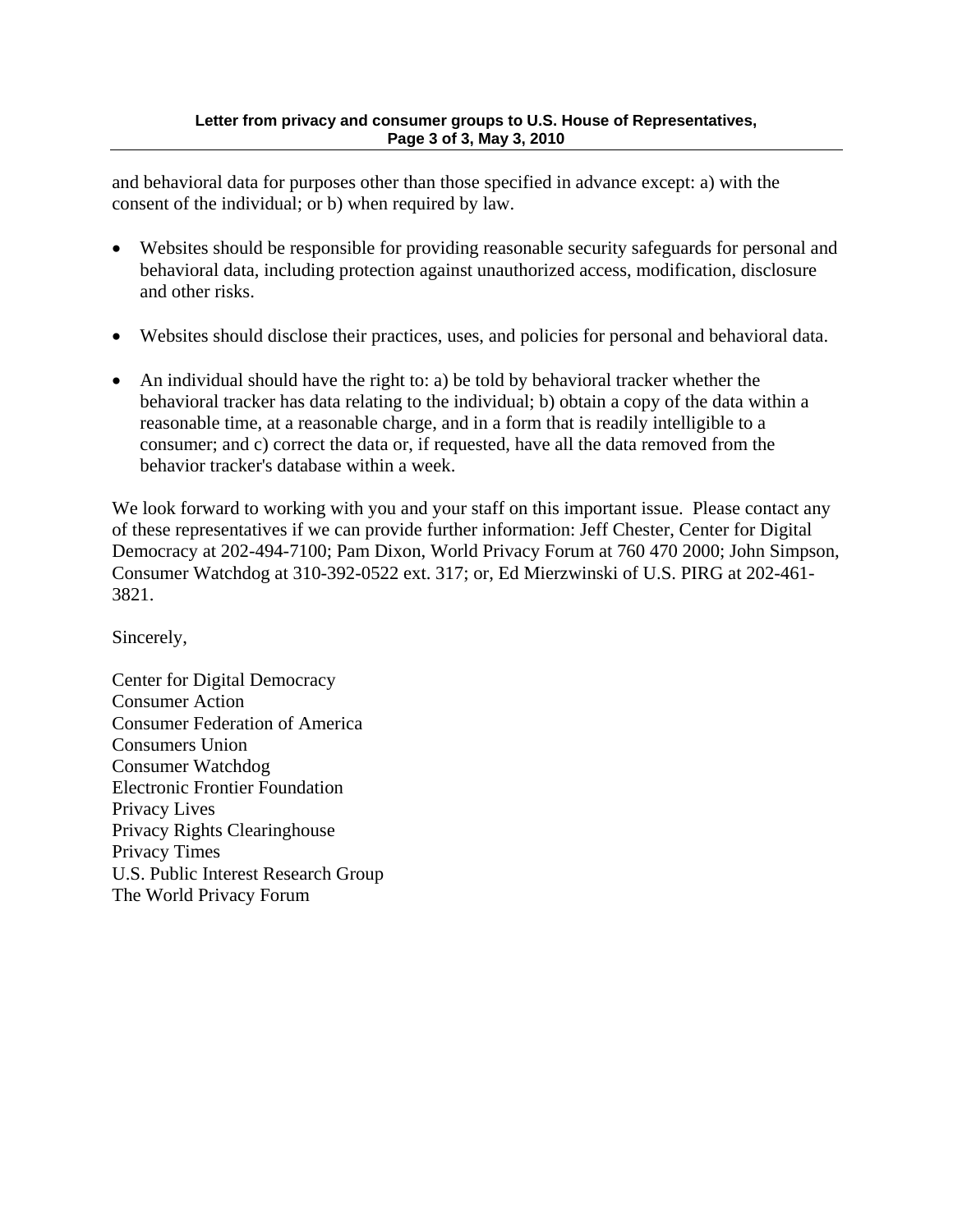and behavioral data for purposes other than those specified in advance except: a) with the consent of the individual; or b) when required by law.

- Websites should be responsible for providing reasonable security safeguards for personal and behavioral data, including protection against unauthorized access, modification, disclosure and other risks.

- Websites should disclose their practices, uses, and policies for personal and behavioral data.

- An individual should have the right to: a) be told by behavioral tracker whether the behavioral tracker has data relating to the individual; b) obtain a copy of the data within a reasonable time, at a reasonable charge, and in a form that is readily intelligible to a consumer; and c) correct the data or, if requested, have all the data removed from the behavior tracker's database within a week.

We look forward to working with you and your staff on this important issue. Please contact any of these representatives if we can provide further information: Jeff Chester, Center for Digital Democracy at 202-494-7100; Pam Dixon, World Privacy Forum at 760 470 2000; John Simpson, Consumer Watchdog at 310-392-0522 ext. 317; or, Ed Mierzwinski of U.S. PIRG at 202-461-3821.

Sincerely,

Center for Digital Democracy
Consumer Action
Consumer Federation of America
Consumers Union
Consumer Watchdog
Electronic Frontier Foundation
Privacy Lives
Privacy Rights Clearinghouse
Privacy Times
U.S. Public Interest Research Group
The World Privacy Forum